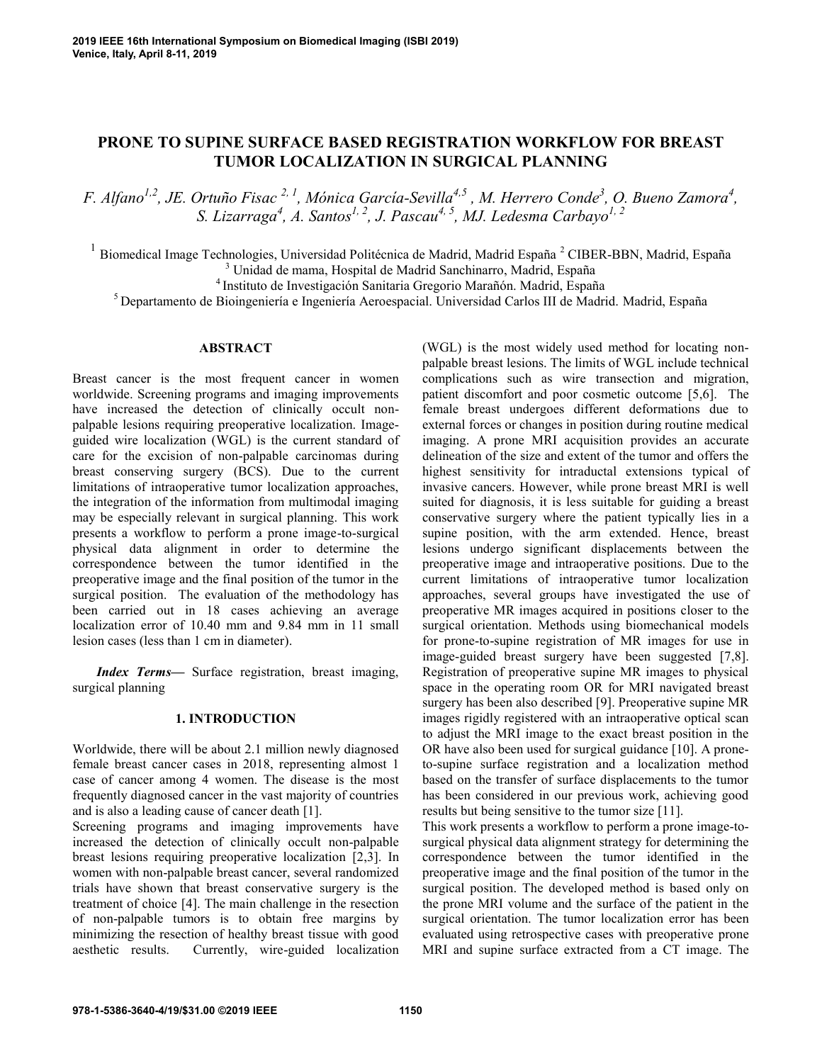# PRONE TO SUPINE SURFACE BASED REGISTRATION WORKFLOW FOR BREAST TUMOR LOCALIZATION IN SURGICAL PLANNING

*F. Alfano[1,2], JE. Ortuño Fisac [2, 1], Mónica García-Sevilla[4,5] , M. Herrero Conde[3], O. Bueno Zamora[4], S. Lizarraga[4], A. Santos[1, 2], J. Pascau[4, 5], MJ. Ledesma Carbayo[1, 2]*

[1] Biomedical Image Technologies, Universidad Politécnica de Madrid, Madrid España [2] CIBER-BBN, Madrid, España
[3] Unidad de mama, Hospital de Madrid Sanchinarro, Madrid, España
[4] Instituto de Investigación Sanitaria Gregorio Marañón. Madrid, España
[5] Departamento de Bioingeniería e Ingeniería Aeroespacial. Universidad Carlos III de Madrid. Madrid, España

## ABSTRACT

Breast cancer is the most frequent cancer in women worldwide. Screening programs and imaging improvements have increased the detection of clinically occult non-palpable lesions requiring preoperative localization. Image-guided wire localization (WGL) is the current standard of care for the excision of non-palpable carcinomas during breast conserving surgery (BCS). Due to the current limitations of intraoperative tumor localization approaches, the integration of the information from multimodal imaging may be especially relevant in surgical planning. This work presents a workflow to perform a prone image-to-surgical physical data alignment in order to determine the correspondence between the tumor identified in the preoperative image and the final position of the tumor in the surgical position. The evaluation of the methodology has been carried out in 18 cases achieving an average localization error of 10.40 mm and 9.84 mm in 11 small lesion cases (less than 1 cm in diameter).

***Index Terms***— Surface registration, breast imaging, surgical planning

## 1. INTRODUCTION

Worldwide, there will be about 2.1 million newly diagnosed female breast cancer cases in 2018, representing almost 1 case of cancer among 4 women. The disease is the most frequently diagnosed cancer in the vast majority of countries and is also a leading cause of cancer death [1].

Screening programs and imaging improvements have increased the detection of clinically occult non-palpable breast lesions requiring preoperative localization [2,3]. In women with non-palpable breast cancer, several randomized trials have shown that breast conservative surgery is the treatment of choice [4]. The main challenge in the resection of non-palpable tumors is to obtain free margins by minimizing the resection of healthy breast tissue with good aesthetic results. Currently, wire-guided localization (WGL) is the most widely used method for locating non-palpable breast lesions. The limits of WGL include technical complications such as wire transection and migration, patient discomfort and poor cosmetic outcome [5,6]. The female breast undergoes different deformations due to external forces or changes in position during routine medical imaging. A prone MRI acquisition provides an accurate delineation of the size and extent of the tumor and offers the highest sensitivity for intraductal extensions typical of invasive cancers. However, while prone breast MRI is well suited for diagnosis, it is less suitable for guiding a breast conservative surgery where the patient typically lies in a supine position, with the arm extended. Hence, breast lesions undergo significant displacements between the preoperative image and intraoperative positions. Due to the current limitations of intraoperative tumor localization approaches, several groups have investigated the use of preoperative MR images acquired in positions closer to the surgical orientation. Methods using biomechanical models for prone-to-supine registration of MR images for use in image-guided breast surgery have been suggested [7,8]. Registration of preoperative supine MR images to physical space in the operating room OR for MRI navigated breast surgery has been also described [9]. Preoperative supine MR images rigidly registered with an intraoperative optical scan to adjust the MRI image to the exact breast position in the OR have also been used for surgical guidance [10]. A prone-to-supine surface registration and a localization method based on the transfer of surface displacements to the tumor has been considered in our previous work, achieving good results but being sensitive to the tumor size [11].

This work presents a workflow to perform a prone image-to-surgical physical data alignment strategy for determining the correspondence between the tumor identified in the preoperative image and the final position of the tumor in the surgical position. The developed method is based only on the prone MRI volume and the surface of the patient in the surgical orientation. The tumor localization error has been evaluated using retrospective cases with preoperative prone MRI and supine surface extracted from a CT image. The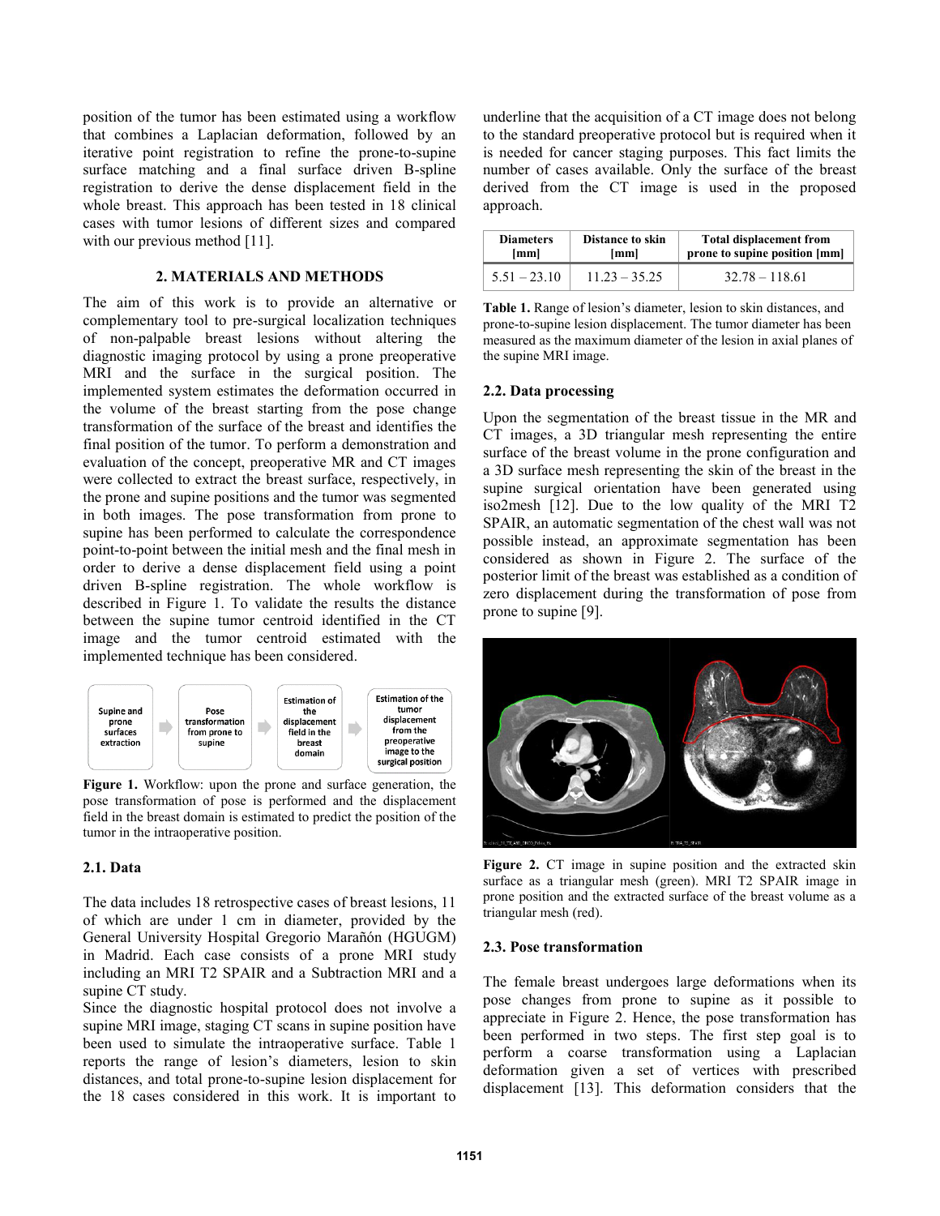position of the tumor has been estimated using a workflow that combines a Laplacian deformation, followed by an iterative point registration to refine the prone-to-supine surface matching and a final surface driven B-spline registration to derive the dense displacement field in the whole breast. This approach has been tested in 18 clinical cases with tumor lesions of different sizes and compared with our previous method [11].

## 2. MATERIALS AND METHODS

The aim of this work is to provide an alternative or complementary tool to pre-surgical localization techniques of non-palpable breast lesions without altering the diagnostic imaging protocol by using a prone preoperative MRI and the surface in the surgical position. The implemented system estimates the deformation occurred in the volume of the breast starting from the pose change transformation of the surface of the breast and identifies the final position of the tumor. To perform a demonstration and evaluation of the concept, preoperative MR and CT images were collected to extract the breast surface, respectively, in the prone and supine positions and the tumor was segmented in both images. The pose transformation from prone to supine has been performed to calculate the correspondence point-to-point between the initial mesh and the final mesh in order to derive a dense displacement field using a point driven B-spline registration. The whole workflow is described in Figure 1. To validate the results the distance between the supine tumor centroid identified in the CT image and the tumor centroid estimated with the implemented technique has been considered.

Supine and prone surfaces extraction → Pose transformation from prone to supine → Estimation of the displacement field in the breast domain → Estimation of the tumor displacement from the preoperative image to the surgical position

**Figure 1.** Workflow: upon the prone and surface generation, the pose transformation of pose is performed and the displacement field in the breast domain is estimated to predict the position of the tumor in the intraoperative position.

### 2.1. Data

The data includes 18 retrospective cases of breast lesions, 11 of which are under 1 cm in diameter, provided by the General University Hospital Gregorio Marañón (HGUGM) in Madrid. Each case consists of a prone MRI study including an MRI T2 SPAIR and a Subtraction MRI and a supine CT study.

Since the diagnostic hospital protocol does not involve a supine MRI image, staging CT scans in supine position have been used to simulate the intraoperative surface. Table 1 reports the range of lesion's diameters, lesion to skin distances, and total prone-to-supine lesion displacement for the 18 cases considered in this work. It is important to underline that the acquisition of a CT image does not belong to the standard preoperative protocol but is required when it is needed for cancer staging purposes. This fact limits the number of cases available. Only the surface of the breast derived from the CT image is used in the proposed approach.

| Diameters [mm] | Distance to skin [mm] | Total displacement from prone to supine position [mm] |
|---|---|---|
| 5.51 – 23.10 | 11.23 – 35.25 | 32.78 – 118.61 |

**Table 1.** Range of lesion's diameter, lesion to skin distances, and prone-to-supine lesion displacement. The tumor diameter has been measured as the maximum diameter of the lesion in axial planes of the supine MRI image.

### 2.2. Data processing

Upon the segmentation of the breast tissue in the MR and CT images, a 3D triangular mesh representing the entire surface of the breast volume in the prone configuration and a 3D surface mesh representing the skin of the breast in the supine surgical orientation have been generated using iso2mesh [12]. Due to the low quality of the MRI T2 SPAIR, an automatic segmentation of the chest wall was not possible instead, an approximate segmentation has been considered as shown in Figure 2. The surface of the posterior limit of the breast was established as a condition of zero displacement during the transformation of pose from prone to supine [9].

**Figure 2.** CT image in supine position and the extracted skin surface as a triangular mesh (green). MRI T2 SPAIR image in prone position and the extracted surface of the breast volume as a triangular mesh (red).

### 2.3. Pose transformation

The female breast undergoes large deformations when its pose changes from prone to supine as it possible to appreciate in Figure 2. Hence, the pose transformation has been performed in two steps. The first step goal is to perform a coarse transformation using a Laplacian deformation given a set of vertices with prescribed displacement [13]. This deformation considers that the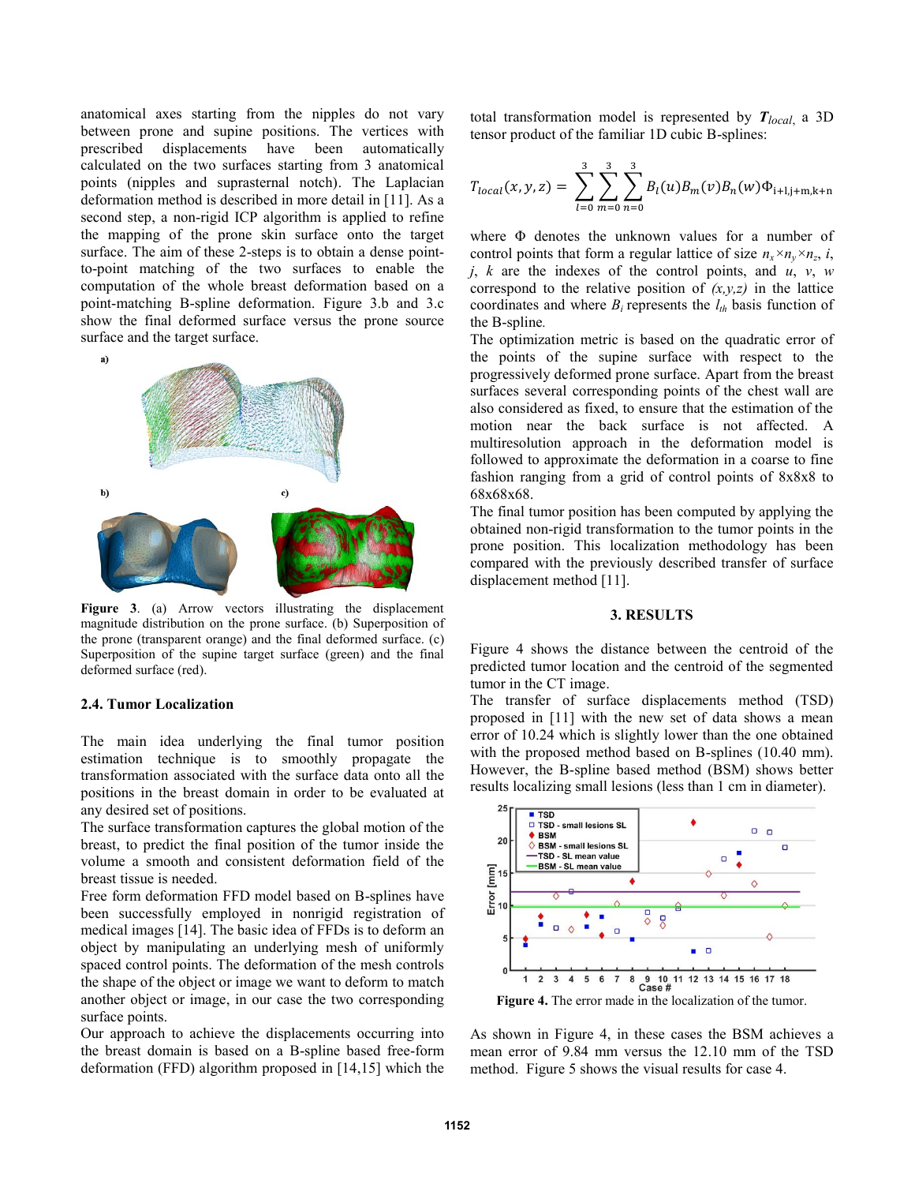anatomical axes starting from the nipples do not vary between prone and supine positions. The vertices with prescribed displacements have been automatically calculated on the two surfaces starting from 3 anatomical points (nipples and suprasternal notch). The Laplacian deformation method is described in more detail in [11]. As a second step, a non-rigid ICP algorithm is applied to refine the mapping of the prone skin surface onto the target surface. The aim of these 2-steps is to obtain a dense point-to-point matching of the two surfaces to enable the computation of the whole breast deformation based on a point-matching B-spline deformation. Figure 3.b and 3.c show the final deformed surface versus the prone source surface and the target surface.

**Figure 3**. (a) Arrow vectors illustrating the displacement magnitude distribution on the prone surface. (b) Superposition of the prone (transparent orange) and the final deformed surface. (c) Superposition of the supine target surface (green) and the final deformed surface (red).

### 2.4. Tumor Localization

The main idea underlying the final tumor position estimation technique is to smoothly propagate the transformation associated with the surface data onto all the positions in the breast domain in order to be evaluated at any desired set of positions.

The surface transformation captures the global motion of the breast, to predict the final position of the tumor inside the volume a smooth and consistent deformation field of the breast tissue is needed.

Free form deformation FFD model based on B-splines have been successfully employed in nonrigid registration of medical images [14]. The basic idea of FFDs is to deform an object by manipulating an underlying mesh of uniformly spaced control points. The deformation of the mesh controls the shape of the object or image we want to deform to match another object or image, in our case the two corresponding surface points.

Our approach to achieve the displacements occurring into the breast domain is based on a B-spline based free-form deformation (FFD) algorithm proposed in [14,15] which the total transformation model is represented by $\boldsymbol{T_{local}}$, a 3D tensor product of the familiar 1D cubic B-splines:

$$T_{local}(x,y,z) = \sum_{l=0}^{3}\sum_{m=0}^{3}\sum_{n=0}^{3} B_l(u)B_m(v)B_n(w)\Phi_{i+l,j+m,k+n}$$

where $\Phi$ denotes the unknown values for a number of control points that form a regular lattice of size $n_x \times n_y \times n_z$, $i$, $j$, $k$ are the indexes of the control points, and $u$, $v$, $w$ correspond to the relative position of $(x,y,z)$ in the lattice coordinates and where $B_l$ represents the $l_{th}$ basis function of the B-spline.

The optimization metric is based on the quadratic error of the points of the supine surface with respect to the progressively deformed prone surface. Apart from the breast surfaces several corresponding points of the chest wall are also considered as fixed, to ensure that the estimation of the motion near the back surface is not affected. A multiresolution approach in the deformation model is followed to approximate the deformation in a coarse to fine fashion ranging from a grid of control points of 8x8x8 to 68x68x68.

The final tumor position has been computed by applying the obtained non-rigid transformation to the tumor points in the prone position. This localization methodology has been compared with the previously described transfer of surface displacement method [11].

## 3. RESULTS

Figure 4 shows the distance between the centroid of the predicted tumor location and the centroid of the segmented tumor in the CT image.

The transfer of surface displacements method (TSD) proposed in [11] with the new set of data shows a mean error of 10.24 which is slightly lower than the one obtained with the proposed method based on B-splines (10.40 mm). However, the B-spline based method (BSM) shows better results localizing small lesions (less than 1 cm in diameter).

**Figure 4.** The error made in the localization of the tumor.

As shown in Figure 4, in these cases the BSM achieves a mean error of 9.84 mm versus the 12.10 mm of the TSD method. Figure 5 shows the visual results for case 4.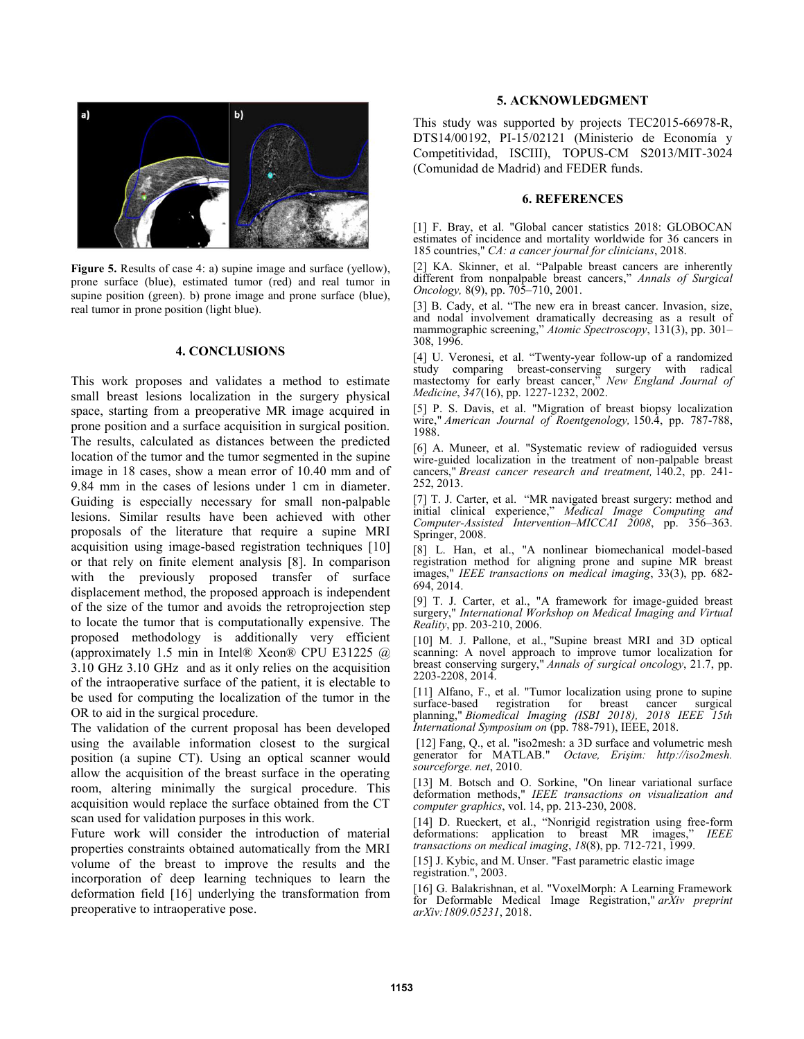Figure 5. Results of case 4: a) supine image and surface (yellow), prone surface (blue), estimated tumor (red) and real tumor in supine position (green). b) prone image and prone surface (blue), real tumor in prone position (light blue).

## 4. CONCLUSIONS

This work proposes and validates a method to estimate small breast lesions localization in the surgery physical space, starting from a preoperative MR image acquired in prone position and a surface acquisition in surgical position. The results, calculated as distances between the predicted location of the tumor and the tumor segmented in the supine image in 18 cases, show a mean error of 10.40 mm and of 9.84 mm in the cases of lesions under 1 cm in diameter. Guiding is especially necessary for small non-palpable lesions. Similar results have been achieved with other proposals of the literature that require a supine MRI acquisition using image-based registration techniques [10] or that rely on finite element analysis [8]. In comparison with the previously proposed transfer of surface displacement method, the proposed approach is independent of the size of the tumor and avoids the retroprojection step to locate the tumor that is computationally expensive. The proposed methodology is additionally very efficient (approximately 1.5 min in Intel® Xeon® CPU E31225 @ 3.10 GHz 3.10 GHz and as it only relies on the acquisition of the intraoperative surface of the patient, it is electable to be used for computing the localization of the tumor in the OR to aid in the surgical procedure.

The validation of the current proposal has been developed using the available information closest to the surgical position (a supine CT). Using an optical scanner would allow the acquisition of the breast surface in the operating room, altering minimally the surgical procedure. This acquisition would replace the surface obtained from the CT scan used for validation purposes in this work.

Future work will consider the introduction of material properties constraints obtained automatically from the MRI volume of the breast to improve the results and the incorporation of deep learning techniques to learn the deformation field [16] underlying the transformation from preoperative to intraoperative pose.

## 5. ACKNOWLEDGMENT

This study was supported by projects TEC2015-66978-R, DTS14/00192, PI-15/02121 (Ministerio de Economía y Competitividad, ISCIII), TOPUS-CM S2013/MIT-3024 (Comunidad de Madrid) and FEDER funds.

## 6. REFERENCES

[1] F. Bray, et al. "Global cancer statistics 2018: GLOBOCAN estimates of incidence and mortality worldwide for 36 cancers in 185 countries," *CA: a cancer journal for clinicians*, 2018.

[2] KA. Skinner, et al. "Palpable breast cancers are inherently different from nonpalpable breast cancers," *Annals of Surgical Oncology,* 8(9), pp. 705–710, 2001.

[3] B. Cady, et al. "The new era in breast cancer. Invasion, size, and nodal involvement dramatically decreasing as a result of mammographic screening," *Atomic Spectroscopy*, 131(3), pp. 301–308, 1996.

[4] U. Veronesi, et al. "Twenty-year follow-up of a randomized study comparing breast-conserving surgery with radical mastectomy for early breast cancer," *New England Journal of Medicine*, *347*(16), pp. 1227-1232, 2002.

[5] P. S. Davis, et al. "Migration of breast biopsy localization wire," *American Journal of Roentgenology,* 150.4, pp. 787-788, 1988.

[6] A. Muneer, et al. "Systematic review of radioguided versus wire-guided localization in the treatment of non-palpable breast cancers," *Breast cancer research and treatment,* 140.2, pp. 241-252, 2013.

[7] T. J. Carter, et al. "MR navigated breast surgery: method and initial clinical experience," *Medical Image Computing and Computer-Assisted Intervention–MICCAI 2008*, pp. 356–363. Springer, 2008.

[8] L. Han, et al., "A nonlinear biomechanical model-based registration method for aligning prone and supine MR breast images," *IEEE transactions on medical imaging*, 33(3), pp. 682-694, 2014.

[9] T. J. Carter, et al., "A framework for image-guided breast surgery," *International Workshop on Medical Imaging and Virtual Reality*, pp. 203-210, 2006.

[10] M. J. Pallone, et al., "Supine breast MRI and 3D optical scanning: A novel approach to improve tumor localization for breast conserving surgery," *Annals of surgical oncology*, 21.7, pp. 2203-2208, 2014.

[11] Alfano, F., et al. "Tumor localization using prone to supine surface-based registration for breast cancer surgical planning," *Biomedical Imaging (ISBI 2018), 2018 IEEE 15th International Symposium on* (pp. 788-791), IEEE, 2018.

[12] Fang, Q., et al. "iso2mesh: a 3D surface and volumetric mesh generator for MATLAB." *Octave, Erişim: http://iso2mesh. sourceforge. net*, 2010.

[13] M. Botsch and O. Sorkine, "On linear variational surface deformation methods," *IEEE transactions on visualization and computer graphics*, vol. 14, pp. 213-230, 2008.

[14] D. Rueckert, et al., "Nonrigid registration using free-form deformations: application to breast MR images," *IEEE transactions on medical imaging*, *18*(8), pp. 712-721, 1999.

[15] J. Kybic, and M. Unser. "Fast parametric elastic image registration.", 2003.

[16] G. Balakrishnan, et al. "VoxelMorph: A Learning Framework for Deformable Medical Image Registration," *arXiv preprint arXiv:1809.05231*, 2018.